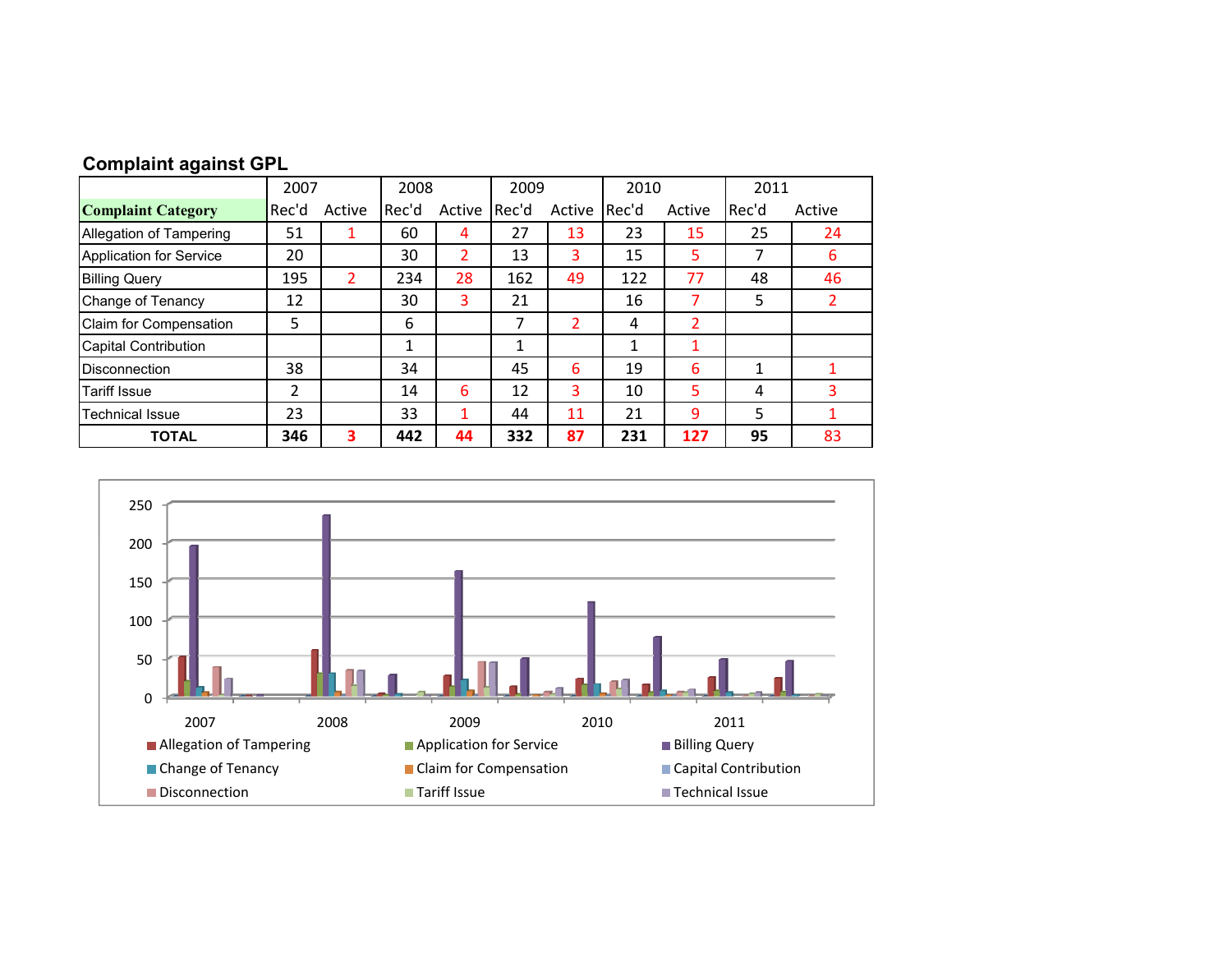## Complaint against GPL

| | 2007 | | 2008 | | 2009 | | 2010 | | 2011 | |
|---|---|---|---|---|---|---|---|---|---|---|
| **Complaint Category** | Rec'd | Active | Rec'd | Active | Rec'd | Active | Rec'd | Active | Rec'd | Active |
| Allegation of Tampering | 51 | 1 | 60 | 4 | 27 | 13 | 23 | 15 | 25 | 24 |
| Application for Service | 20 | | 30 | 2 | 13 | 3 | 15 | 5 | 7 | 6 |
| Billing Query | 195 | 2 | 234 | 28 | 162 | 49 | 122 | 77 | 48 | 46 |
| Change of Tenancy | 12 | | 30 | 3 | 21 | | 16 | 7 | 5 | 2 |
| Claim for Compensation | 5 | | 6 | | 7 | 2 | 4 | 2 | | |
| Capital Contribution | | | 1 | | 1 | | 1 | 1 | | |
| Disconnection | 38 | | 34 | | 45 | 6 | 19 | 6 | 1 | 1 |
| Tariff Issue | 2 | | 14 | 6 | 12 | 3 | 10 | 5 | 4 | 3 |
| Technical Issue | 23 | | 33 | 1 | 44 | 11 | 21 | 9 | 5 | 1 |
| **TOTAL** | **346** | **3** | **442** | **44** | **332** | **87** | **231** | **127** | **95** | 83 |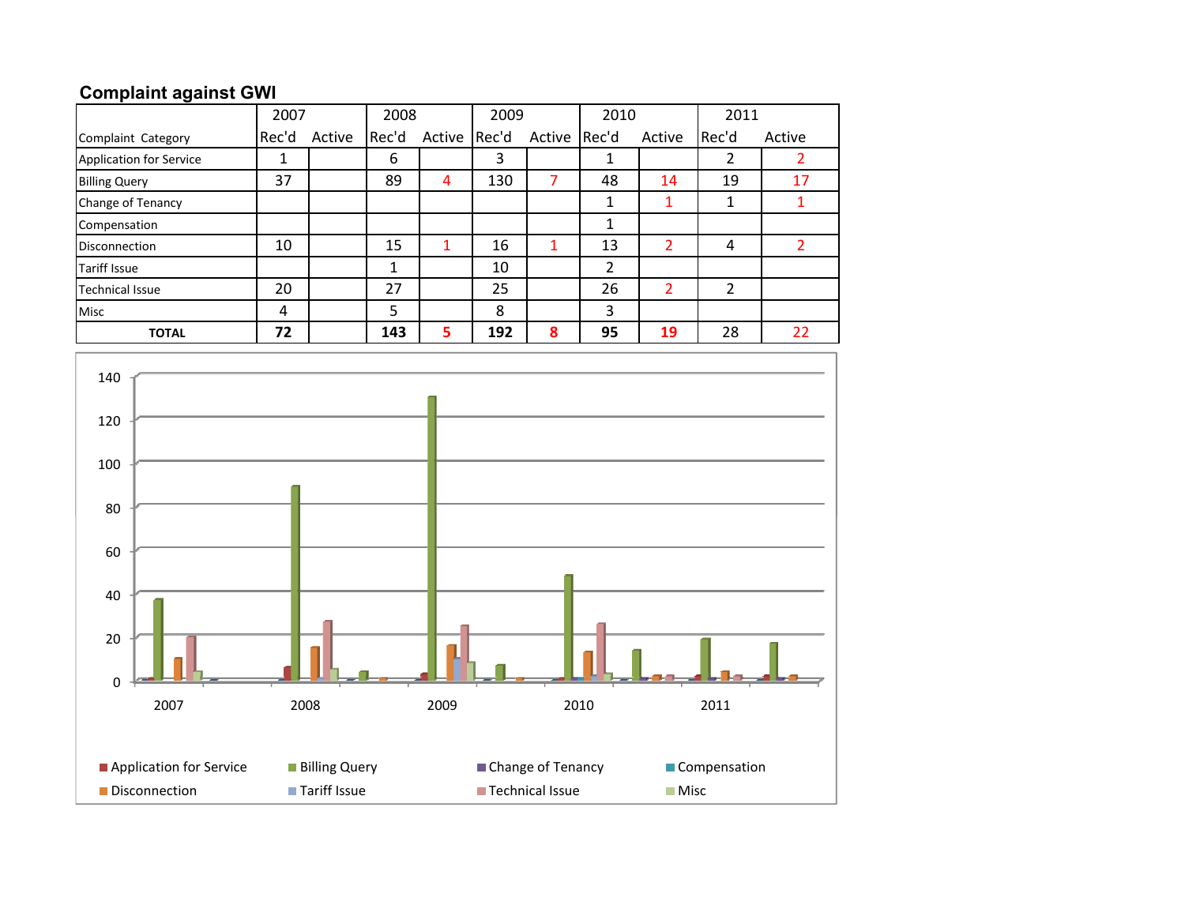## Complaint against GWI

| Complaint Category | 2007 | | 2008 | | 2009 | | 2010 | | 2011 | |
|---|---|---|---|---|---|---|---|---|---|---|
| | Rec'd | Active | Rec'd | Active | Rec'd | Active | Rec'd | Active | Rec'd | Active |
| Application for Service | 1 | | 6 | | 3 | | 1 | | 2 | 2 |
| Billing Query | 37 | | 89 | 4 | 130 | 7 | 48 | 14 | 19 | 17 |
| Change of Tenancy | | | | | | | 1 | 1 | 1 | 1 |
| Compensation | | | | | | | 1 | | | |
| Disconnection | 10 | | 15 | 1 | 16 | 1 | 13 | 2 | 4 | 2 |
| Tariff Issue | | | 1 | | 10 | | 2 | | | |
| Technical Issue | 20 | | 27 | | 25 | | 26 | 2 | 2 | |
| Misc | 4 | | 5 | | 8 | | 3 | | | |
| **TOTAL** | **72** | | **143** | **5** | **192** | **8** | **95** | **19** | 28 | 22 |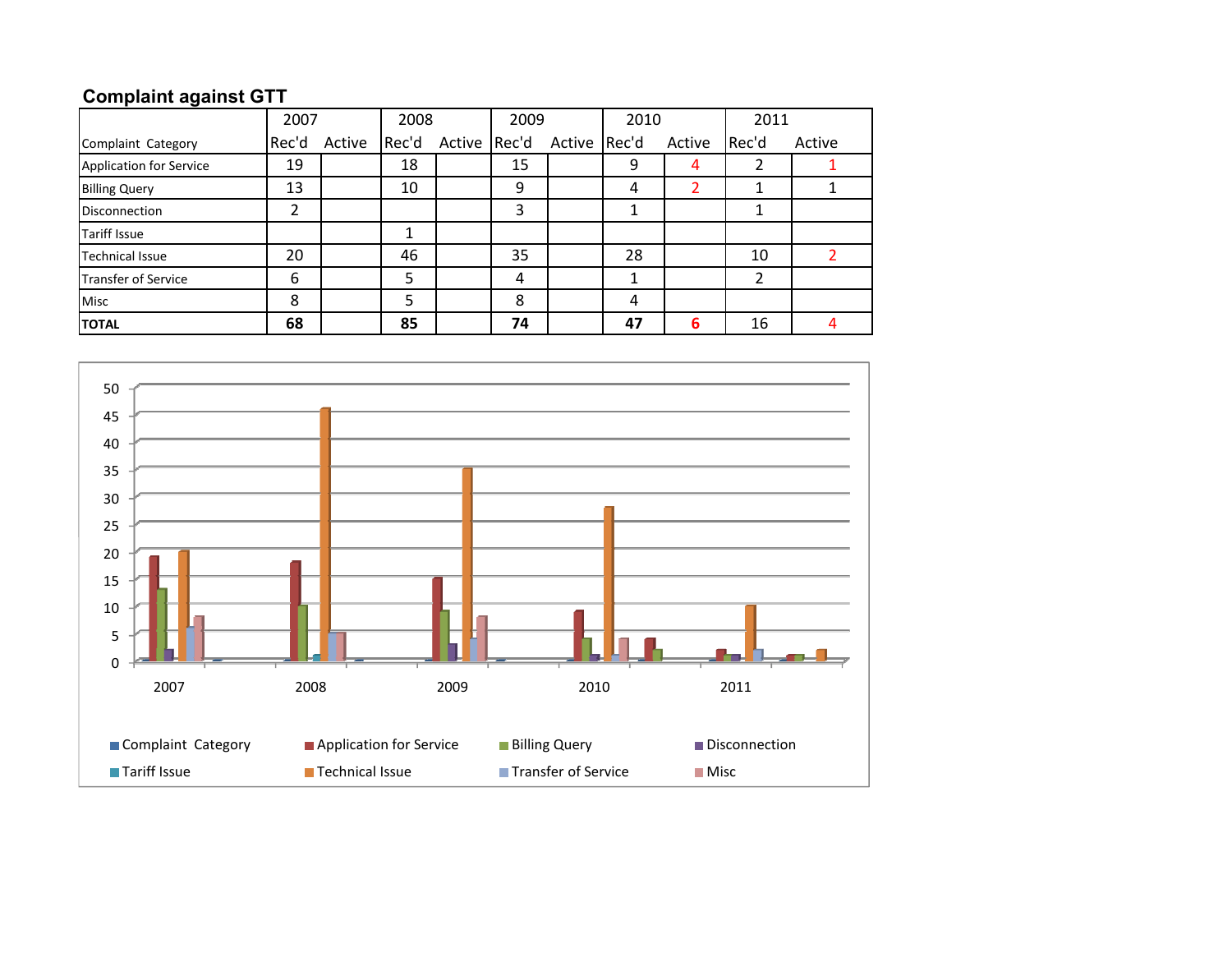## Complaint against GTT

| Complaint Category | 2007 | | 2008 | | 2009 | | 2010 | | 2011 | |
|---|---|---|---|---|---|---|---|---|---|---|
| | Rec'd | Active | Rec'd | Active | Rec'd | Active | Rec'd | Active | Rec'd | Active |
| Application for Service | 19 | | 18 | | 15 | | 9 | 4 | 2 | 1 |
| Billing Query | 13 | | 10 | | 9 | | 4 | 2 | 1 | 1 |
| Disconnection | 2 | | | | 3 | | 1 | | 1 | |
| Tariff Issue | | | 1 | | | | | | | |
| Technical Issue | 20 | | 46 | | 35 | | 28 | | 10 | 2 |
| Transfer of Service | 6 | | 5 | | 4 | | 1 | | 2 | |
| Misc | 8 | | 5 | | 8 | | 4 | | | |
| **TOTAL** | **68** | | **85** | | **74** | | **47** | **6** | 16 | 4 |

50
45
40
35
30
25
20
15
10
5
0

2007 2008 2009 2010 2011

Complaint Category · Application for Service · Billing Query · Disconnection · Tariff Issue · Technical Issue · Transfer of Service · Misc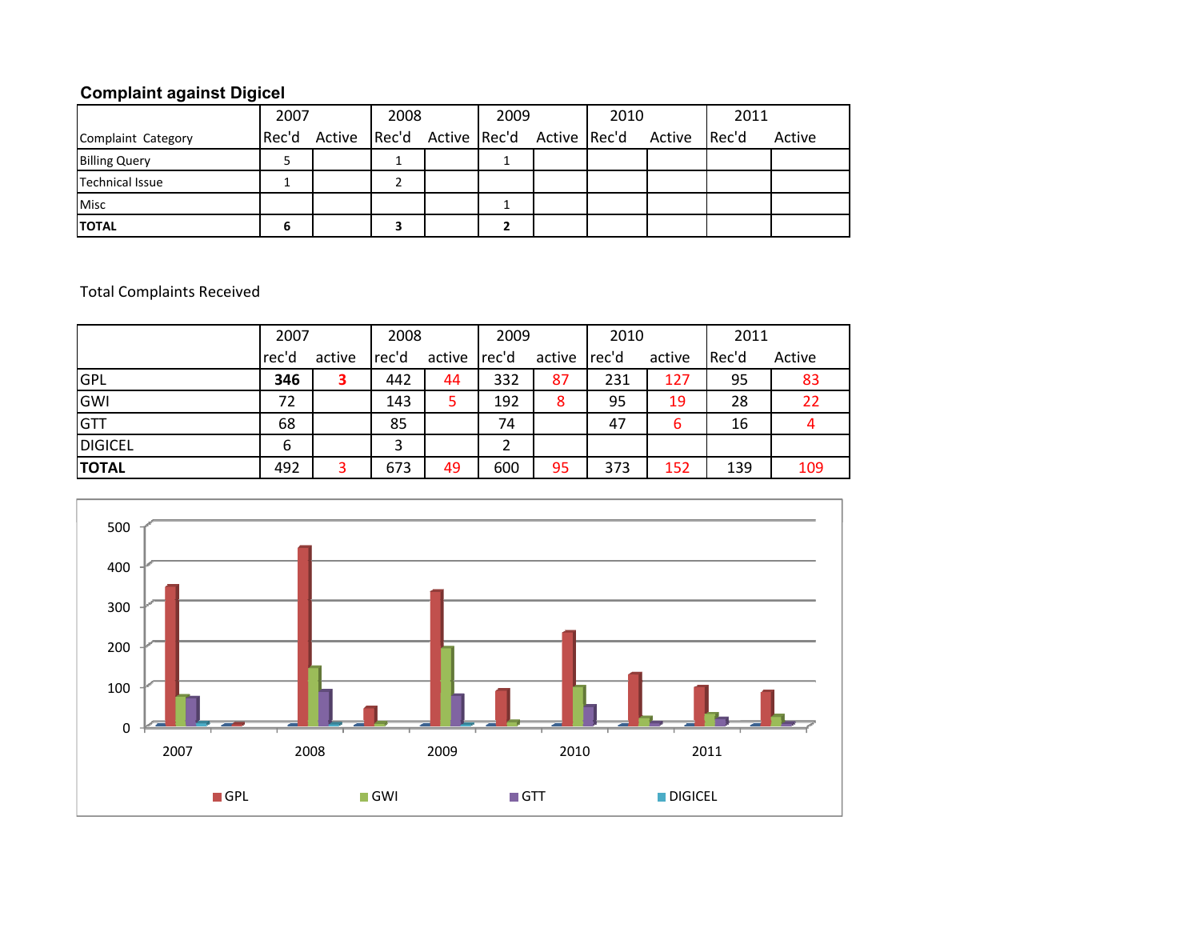**Complaint against Digicel**

| Complaint Category | 2007 | | 2008 | | 2009 | | 2010 | | 2011 | |
|---|---|---|---|---|---|---|---|---|---|---|
| | Rec'd | Active | Rec'd | Active | Rec'd | Active | Rec'd | Active | Rec'd | Active |
| Billing Query | 5 | | 1 | | 1 | | | | | |
| Technical Issue | 1 | | 2 | | | | | | | |
| Misc | | | | | 1 | | | | | |
| **TOTAL** | **6** | | **3** | | **2** | | | | | |

Total Complaints Received

| | 2007 | | 2008 | | 2009 | | 2010 | | 2011 | |
|---|---|---|---|---|---|---|---|---|---|---|
| | rec'd | active | rec'd | active | rec'd | active | rec'd | active | Rec'd | Active |
| GPL | **346** | **3** | 442 | 44 | 332 | 87 | 231 | 127 | 95 | 83 |
| GWI | 72 | | 143 | 5 | 192 | 8 | 95 | 19 | 28 | 22 |
| GTT | 68 | | 85 | | 74 | | 47 | 6 | 16 | 4 |
| DIGICEL | 6 | | 3 | | 2 | | | | | |
| **TOTAL** | 492 | 3 | 673 | 49 | 600 | 95 | 373 | 152 | 139 | 109 |

500
400
300
200
100
0

2007 2008 2009 2010 2011

GPL GWI GTT DIGICEL